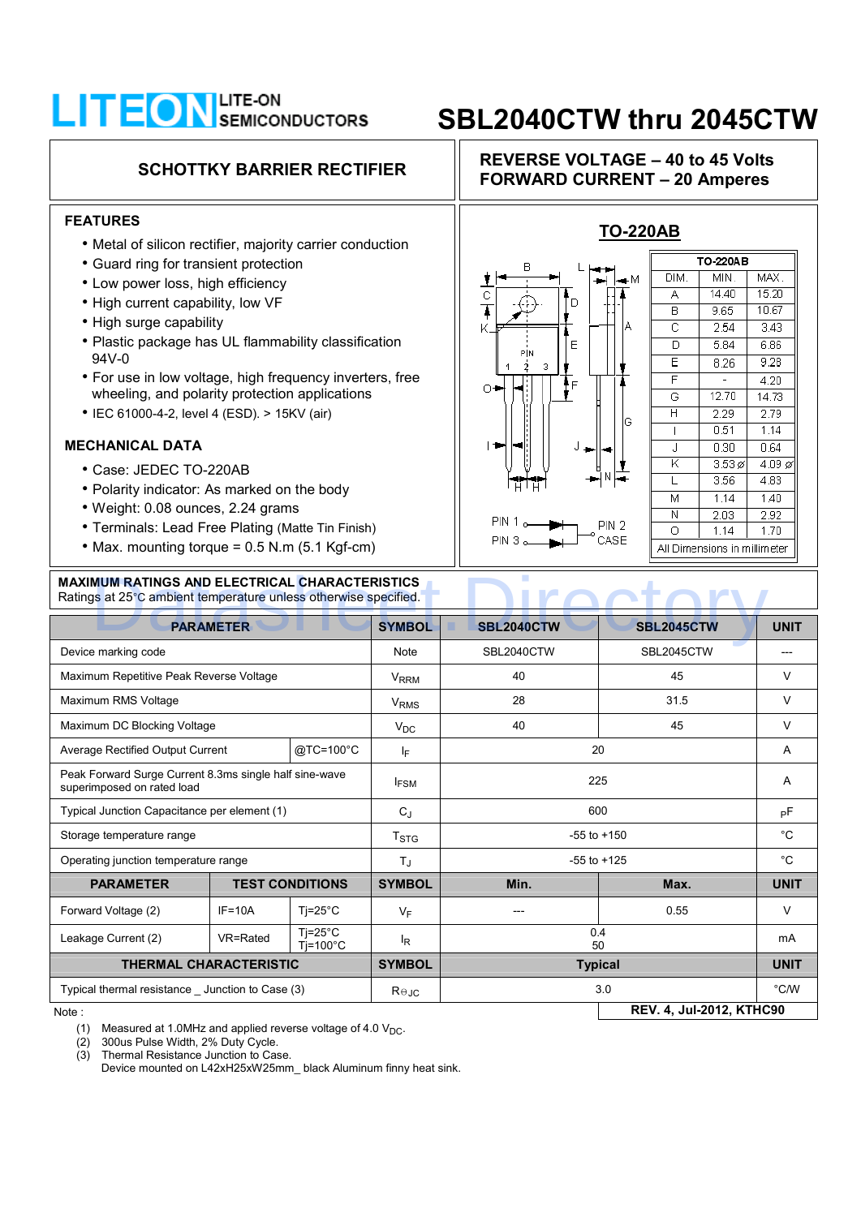# LITEON LITE-ON SEMICONDUCTORS

# SBL2040CTW thru 2045CTW

## SCHOTTKY BARRIER RECTIFIER

**REVERSE VOLTAGE – 40 to 45 Volts**
**FORWARD CURRENT – 20 Amperes**

### FEATURES

- Metal of silicon rectifier, majority carrier conduction
- Guard ring for transient protection
- Low power loss, high efficiency
- High current capability, low VF
- High surge capability
- Plastic package has UL flammability classification 94V-0
- For use in low voltage, high frequency inverters, free wheeling, and polarity protection applications
- IEC 61000-4-2, level 4 (ESD). > 15KV (air)

### MECHANICAL DATA

- Case: JEDEC TO-220AB
- Polarity indicator: As marked on the body
- Weight: 0.08 ounces, 2.24 grams
- Terminals: Lead Free Plating (Matte Tin Finish)
- Max. mounting torque = 0.5 N.m (5.1 Kgf-cm)

### TO-220AB

PIN 1, PIN 3 — PIN 2 CASE

| DIM. | MIN. | MAX. |
|---|---|---|
| A | 14.40 | 15.20 |
| B | 9.65 | 10.67 |
| C | 2.54 | 3.43 |
| D | 5.84 | 6.86 |
| E | 8.26 | 9.28 |
| F | - | 4.20 |
| G | 12.70 | 14.73 |
| H | 2.29 | 2.79 |
| I | 0.51 | 1.14 |
| J | 0.30 | 0.64 |
| K | 3.53 ø | 4.09 ø |
| L | 3.56 | 4.83 |
| M | 1.14 | 1.40 |
| N | 2.03 | 2.92 |
| O | 1.14 | 1.70 |

All Dimensions in millimeter

### MAXIMUM RATINGS AND ELECTRICAL CHARACTERISTICS

Ratings at 25°C ambient temperature unless otherwise specified.

| PARAMETER | | SYMBOL | SBL2040CTW | SBL2045CTW | UNIT |
|---|---|---|---|---|---|
| Device marking code | | Note | SBL2040CTW | SBL2045CTW | --- |
| Maximum Repetitive Peak Reverse Voltage | | $V_{RRM}$ | 40 | 45 | V |
| Maximum RMS Voltage | | $V_{RMS}$ | 28 | 31.5 | V |
| Maximum DC Blocking Voltage | | $V_{DC}$ | 40 | 45 | V |
| Average Rectified Output Current | @TC=100°C | $I_F$ | 20 | | A |
| Peak Forward Surge Current 8.3ms single half sine-wave superimposed on rated load | | $I_{FSM}$ | 225 | | A |
| Typical Junction Capacitance per element (1) | | $C_J$ | 600 | | pF |
| Storage temperature range | | $T_{STG}$ | -55 to +150 | | °C |
| Operating junction temperature range | | $T_J$ | -55 to +125 | | °C |

| PARAMETER | TEST CONDITIONS | | SYMBOL | Min. | Max. | UNIT |
|---|---|---|---|---|---|---|
| Forward Voltage (2) | IF=10A | Tj=25°C | $V_F$ | --- | 0.55 | V |
| Leakage Current (2) | VR=Rated | Tj=25°C<br>Tj=100°C | $I_R$ | 0.4<br>50 | | mA |

| THERMAL CHARACTERISTIC | SYMBOL | Typical | UNIT |
|---|---|---|---|
| Typical thermal resistance _ Junction to Case (3) | $R_{\theta JC}$ | 3.0 | °C/W |

Note :

(1) Measured at 1.0MHz and applied reverse voltage of 4.0 $V_{DC}$.
(2) 300us Pulse Width, 2% Duty Cycle.
(3) Thermal Resistance Junction to Case.
Device mounted on L42xH25xW25mm_ black Aluminum finny heat sink.

REV. 4, Jul-2012, KTHC90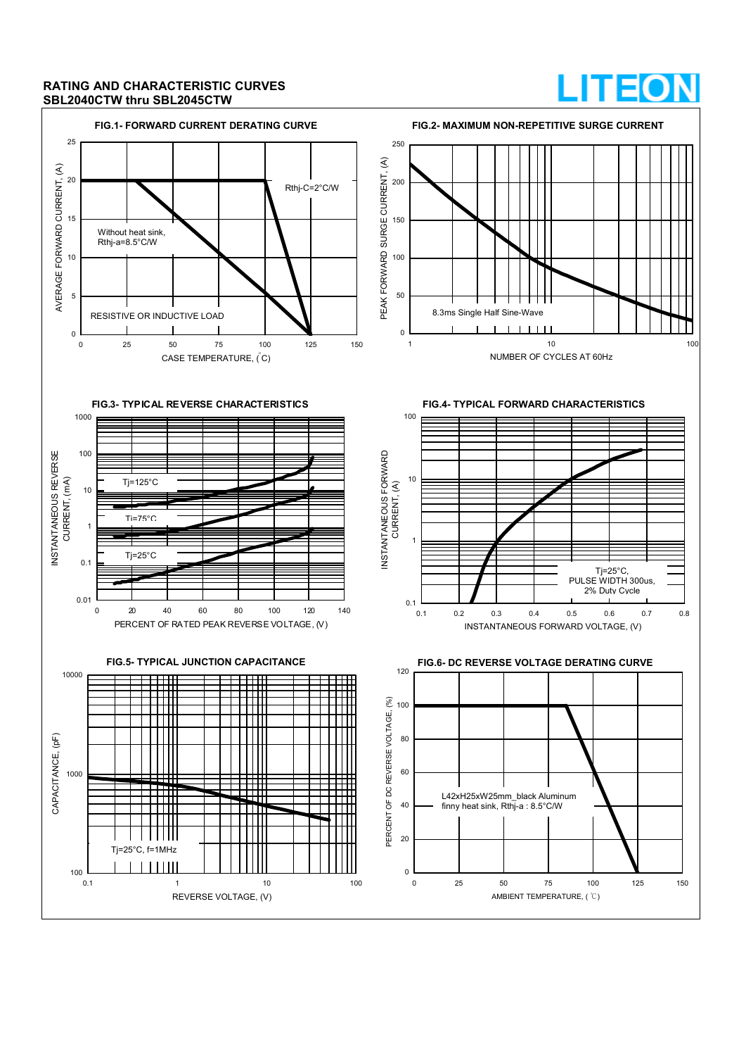## RATING AND CHARACTERISTIC CURVES
## SBL2040CTW thru SBL2045CTW

### FIG.1- FORWARD CURRENT DERATING CURVE

AVERAGE FORWARD CURRENT, (A)

Rthj-C=2°C/W

Without heat sink, Rthj-a=8.5°C/W

RESISTIVE OR INDUCTIVE LOAD

CASE TEMPERATURE, (°C)

### FIG.2- MAXIMUM NON-REPETITIVE SURGE CURRENT

PEAK FORWARD SURGE CURRENT, (A)

8.3ms Single Half Sine-Wave

NUMBER OF CYCLES AT 60Hz

### FIG.3- TYPICAL REVERSE CHARACTERISTICS

INSTANTANEOUS REVERSE CURRENT, (mA)

Tj=125°C

Tj=75°C

Tj=25°C

PERCENT OF RATED PEAK REVERSE VOLTAGE, (V)

### FIG.4- TYPICAL FORWARD CHARACTERISTICS

INSTANTANEOUS FORWARD CURRENT, (A)

Tj=25°C, PULSE WIDTH 300us, 2% Duty Cycle

INSTANTANEOUS FORWARD VOLTAGE, (V)

### FIG.5- TYPICAL JUNCTION CAPACITANCE

CAPACITANCE, (pF)

Tj=25°C, f=1MHz

REVERSE VOLTAGE, (V)

### FIG.6- DC REVERSE VOLTAGE DERATING CURVE

PERCENT OF DC REVERSE VOLTAGE, (%)

L42xH25xW25mm_black Aluminum finny heat sink, Rthj-a : 8.5°C/W

AMBIENT TEMPERATURE, (℃)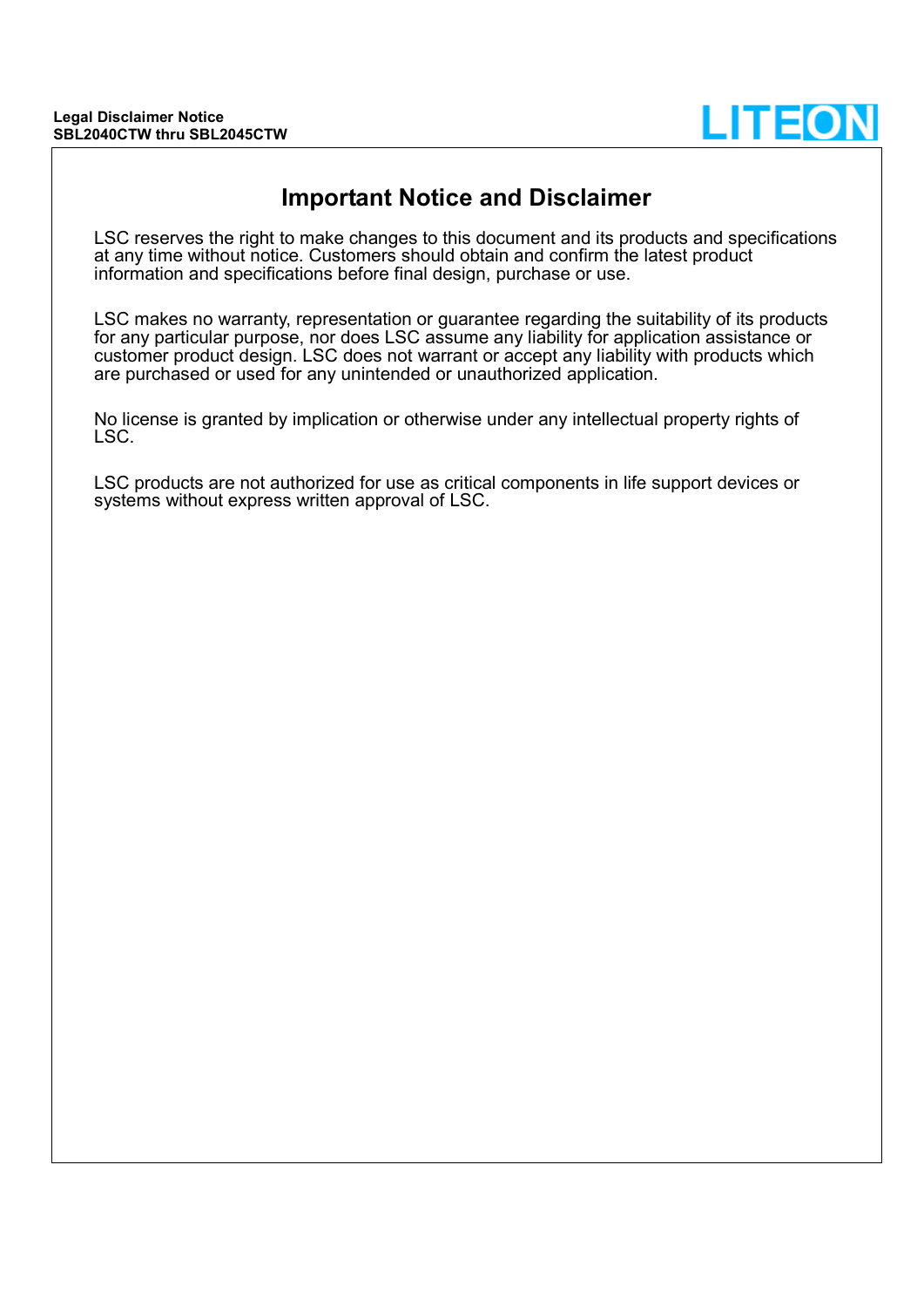# Important Notice and Disclaimer

LSC reserves the right to make changes to this document and its products and specifications at any time without notice. Customers should obtain and confirm the latest product information and specifications before final design, purchase or use.

LSC makes no warranty, representation or guarantee regarding the suitability of its products for any particular purpose, nor does LSC assume any liability for application assistance or customer product design. LSC does not warrant or accept any liability with products which are purchased or used for any unintended or unauthorized application.

No license is granted by implication or otherwise under any intellectual property rights of LSC.

LSC products are not authorized for use as critical components in life support devices or systems without express written approval of LSC.